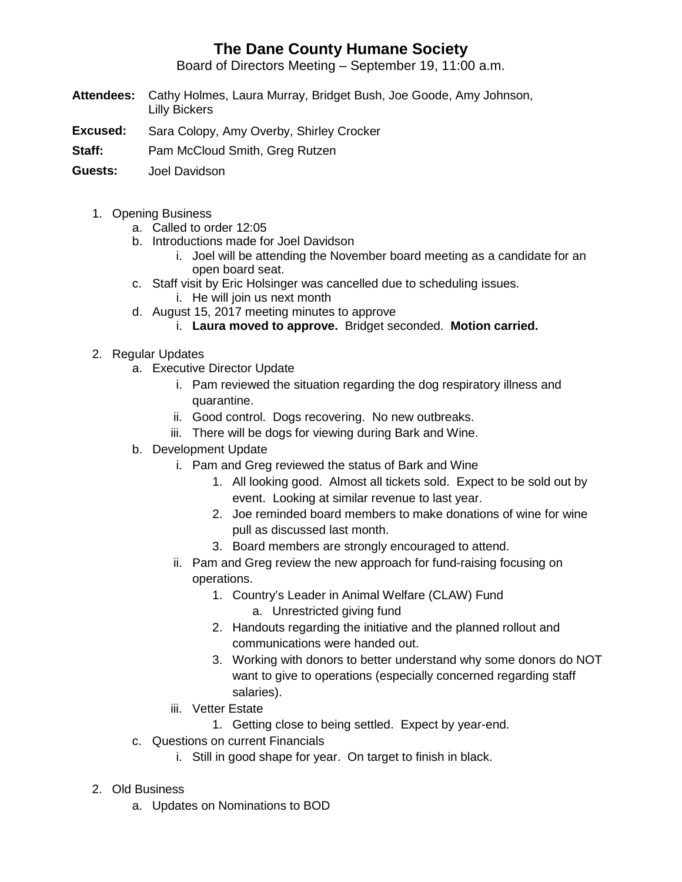# The Dane County Humane Society

Board of Directors Meeting – September 19, 11:00 a.m.

**Attendees:** Cathy Holmes, Laura Murray, Bridget Bush, Joe Goode, Amy Johnson, Lilly Bickers

**Excused:** Sara Colopy, Amy Overby, Shirley Crocker

**Staff:** Pam McCloud Smith, Greg Rutzen

**Guests:** Joel Davidson

1. Opening Business
   a. Called to order 12:05
   b. Introductions made for Joel Davidson
      i. Joel will be attending the November board meeting as a candidate for an open board seat.
   c. Staff visit by Eric Holsinger was cancelled due to scheduling issues.
      i. He will join us next month
   d. August 15, 2017 meeting minutes to approve
      i. **Laura moved to approve.** Bridget seconded. **Motion carried.**

2. Regular Updates
   a. Executive Director Update
      i. Pam reviewed the situation regarding the dog respiratory illness and quarantine.
      ii. Good control. Dogs recovering. No new outbreaks.
      iii. There will be dogs for viewing during Bark and Wine.
   b. Development Update
      i. Pam and Greg reviewed the status of Bark and Wine
         1. All looking good. Almost all tickets sold. Expect to be sold out by event. Looking at similar revenue to last year.
         2. Joe reminded board members to make donations of wine for wine pull as discussed last month.
         3. Board members are strongly encouraged to attend.
      ii. Pam and Greg review the new approach for fund-raising focusing on operations.
         1. Country's Leader in Animal Welfare (CLAW) Fund
            a. Unrestricted giving fund
         2. Handouts regarding the initiative and the planned rollout and communications were handed out.
         3. Working with donors to better understand why some donors do NOT want to give to operations (especially concerned regarding staff salaries).
      iii. Vetter Estate
         1. Getting close to being settled. Expect by year-end.
   c. Questions on current Financials
      i. Still in good shape for year. On target to finish in black.

2. Old Business
   a. Updates on Nominations to BOD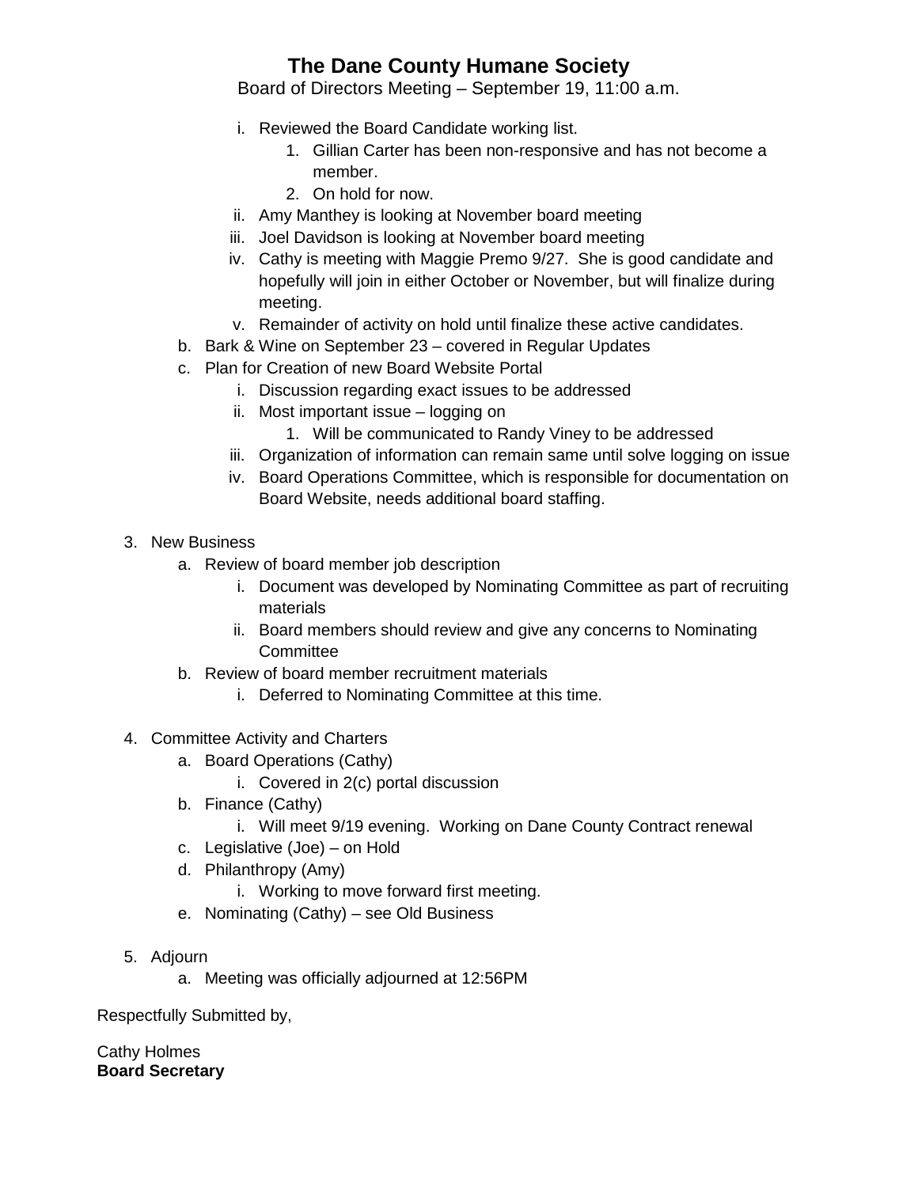# The Dane County Humane Society

Board of Directors Meeting – September 19, 11:00 a.m.

   i. Reviewed the Board Candidate working list.
      1. Gillian Carter has been non-responsive and has not become a member.
      2. On hold for now.
   ii. Amy Manthey is looking at November board meeting
   iii. Joel Davidson is looking at November board meeting
   iv. Cathy is meeting with Maggie Premo 9/27. She is good candidate and hopefully will join in either October or November, but will finalize during meeting.
   v. Remainder of activity on hold until finalize these active candidates.

b. Bark & Wine on September 23 – covered in Regular Updates

c. Plan for Creation of new Board Website Portal
   i. Discussion regarding exact issues to be addressed
   ii. Most important issue – logging on
      1. Will be communicated to Randy Viney to be addressed
   iii. Organization of information can remain same until solve logging on issue
   iv. Board Operations Committee, which is responsible for documentation on Board Website, needs additional board staffing.

3. New Business
   a. Review of board member job description
      i. Document was developed by Nominating Committee as part of recruiting materials
      ii. Board members should review and give any concerns to Nominating Committee
   b. Review of board member recruitment materials
      i. Deferred to Nominating Committee at this time.

4. Committee Activity and Charters
   a. Board Operations (Cathy)
      i. Covered in 2(c) portal discussion
   b. Finance (Cathy)
      i. Will meet 9/19 evening. Working on Dane County Contract renewal
   c. Legislative (Joe) – on Hold
   d. Philanthropy (Amy)
      i. Working to move forward first meeting.
   e. Nominating (Cathy) – see Old Business

5. Adjourn
   a. Meeting was officially adjourned at 12:56PM

Respectfully Submitted by,

Cathy Holmes
**Board Secretary**